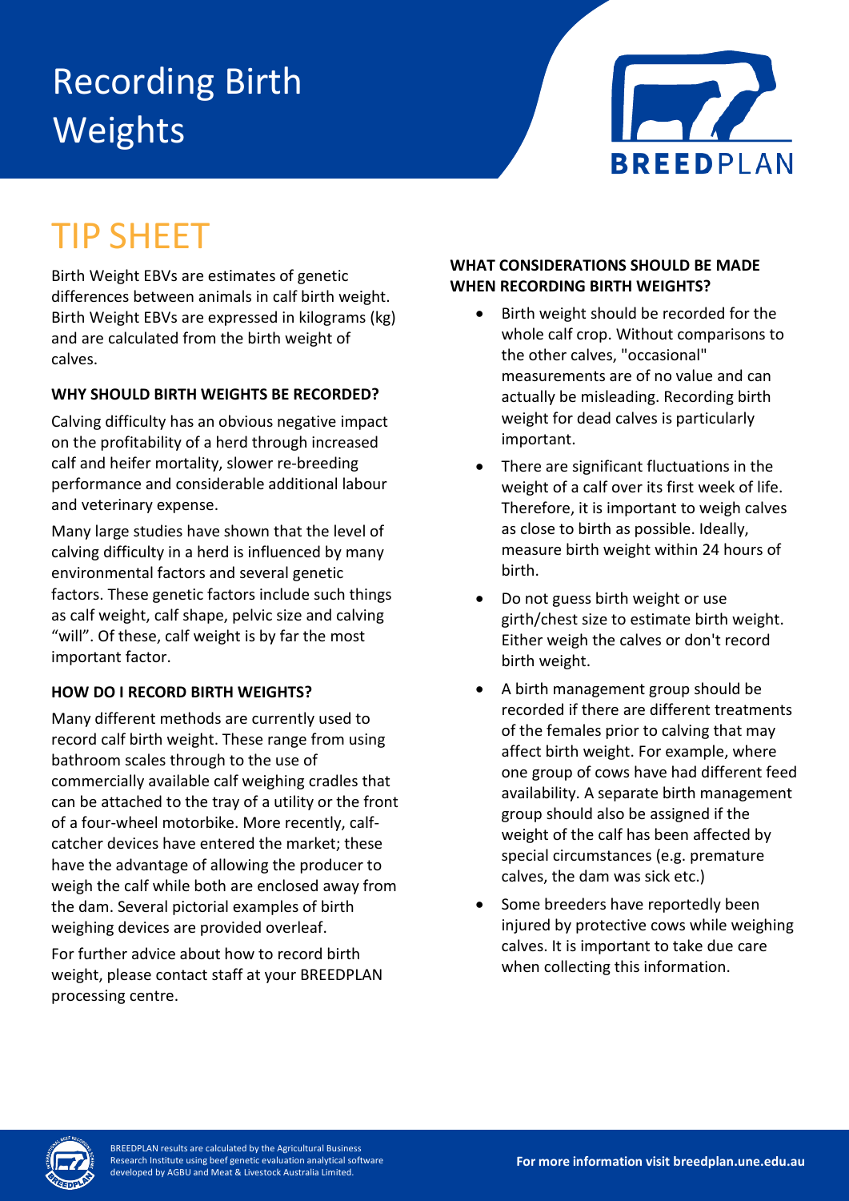# Recording Birth Weights

BREEDPLAN

## TIP SHEET

Birth Weight EBVs are estimates of genetic differences between animals in calf birth weight. Birth Weight EBVs are expressed in kilograms (kg) and are calculated from the birth weight of calves.

### WHY SHOULD BIRTH WEIGHTS BE RECORDED?

Calving difficulty has an obvious negative impact on the profitability of a herd through increased calf and heifer mortality, slower re-breeding performance and considerable additional labour and veterinary expense.

Many large studies have shown that the level of calving difficulty in a herd is influenced by many environmental factors and several genetic factors. These genetic factors include such things as calf weight, calf shape, pelvic size and calving "will". Of these, calf weight is by far the most important factor.

### HOW DO I RECORD BIRTH WEIGHTS?

Many different methods are currently used to record calf birth weight. These range from using bathroom scales through to the use of commercially available calf weighing cradles that can be attached to the tray of a utility or the front of a four-wheel motorbike. More recently, calf-catcher devices have entered the market; these have the advantage of allowing the producer to weigh the calf while both are enclosed away from the dam. Several pictorial examples of birth weighing devices are provided overleaf.

For further advice about how to record birth weight, please contact staff at your BREEDPLAN processing centre.

### WHAT CONSIDERATIONS SHOULD BE MADE WHEN RECORDING BIRTH WEIGHTS?

- Birth weight should be recorded for the whole calf crop. Without comparisons to the other calves, "occasional" measurements are of no value and can actually be misleading. Recording birth weight for dead calves is particularly important.
- There are significant fluctuations in the weight of a calf over its first week of life. Therefore, it is important to weigh calves as close to birth as possible. Ideally, measure birth weight within 24 hours of birth.
- Do not guess birth weight or use girth/chest size to estimate birth weight. Either weigh the calves or don't record birth weight.
- A birth management group should be recorded if there are different treatments of the females prior to calving that may affect birth weight. For example, where one group of cows have had different feed availability. A separate birth management group should also be assigned if the weight of the calf has been affected by special circumstances (e.g. premature calves, the dam was sick etc.)
- Some breeders have reportedly been injured by protective cows while weighing calves. It is important to take due care when collecting this information.

BREEDPLAN results are calculated by the Agricultural Business Research Institute using beef genetic evaluation analytical software developed by AGBU and Meat & Livestock Australia Limited.

**For more information visit breedplan.une.edu.au**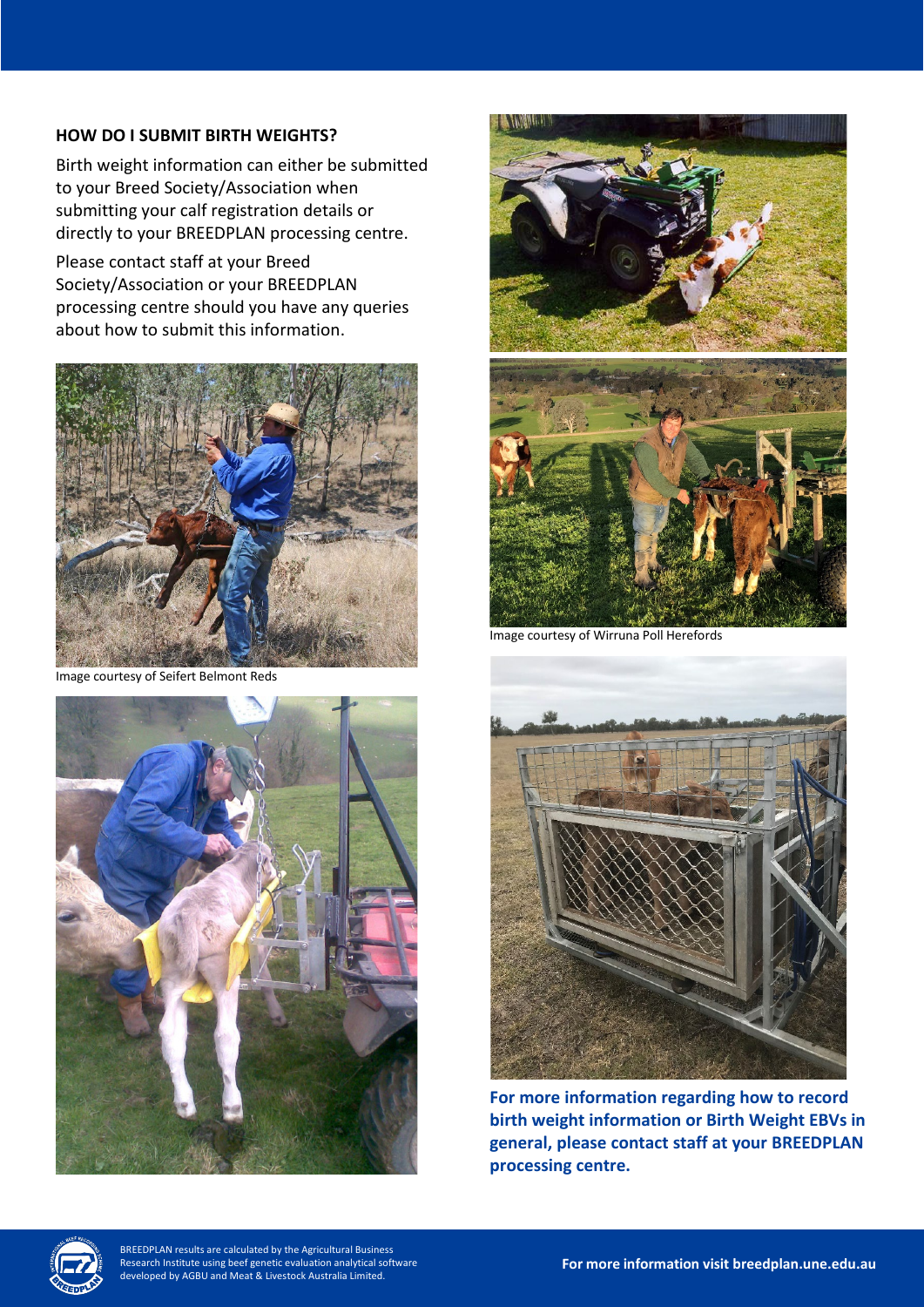## HOW DO I SUBMIT BIRTH WEIGHTS?

Birth weight information can either be submitted to your Breed Society/Association when submitting your calf registration details or directly to your BREEDPLAN processing centre.

Please contact staff at your Breed Society/Association or your BREEDPLAN processing centre should you have any queries about how to submit this information.

Image courtesy of Seifert Belmont Reds

Image courtesy of Wirruna Poll Herefords

**For more information regarding how to record birth weight information or Birth Weight EBVs in general, please contact staff at your BREEDPLAN processing centre.**

BREEDPLAN results are calculated by the Agricultural Business Research Institute using beef genetic evaluation analytical software developed by AGBU and Meat & Livestock Australia Limited.

**For more information visit breedplan.une.edu.au**